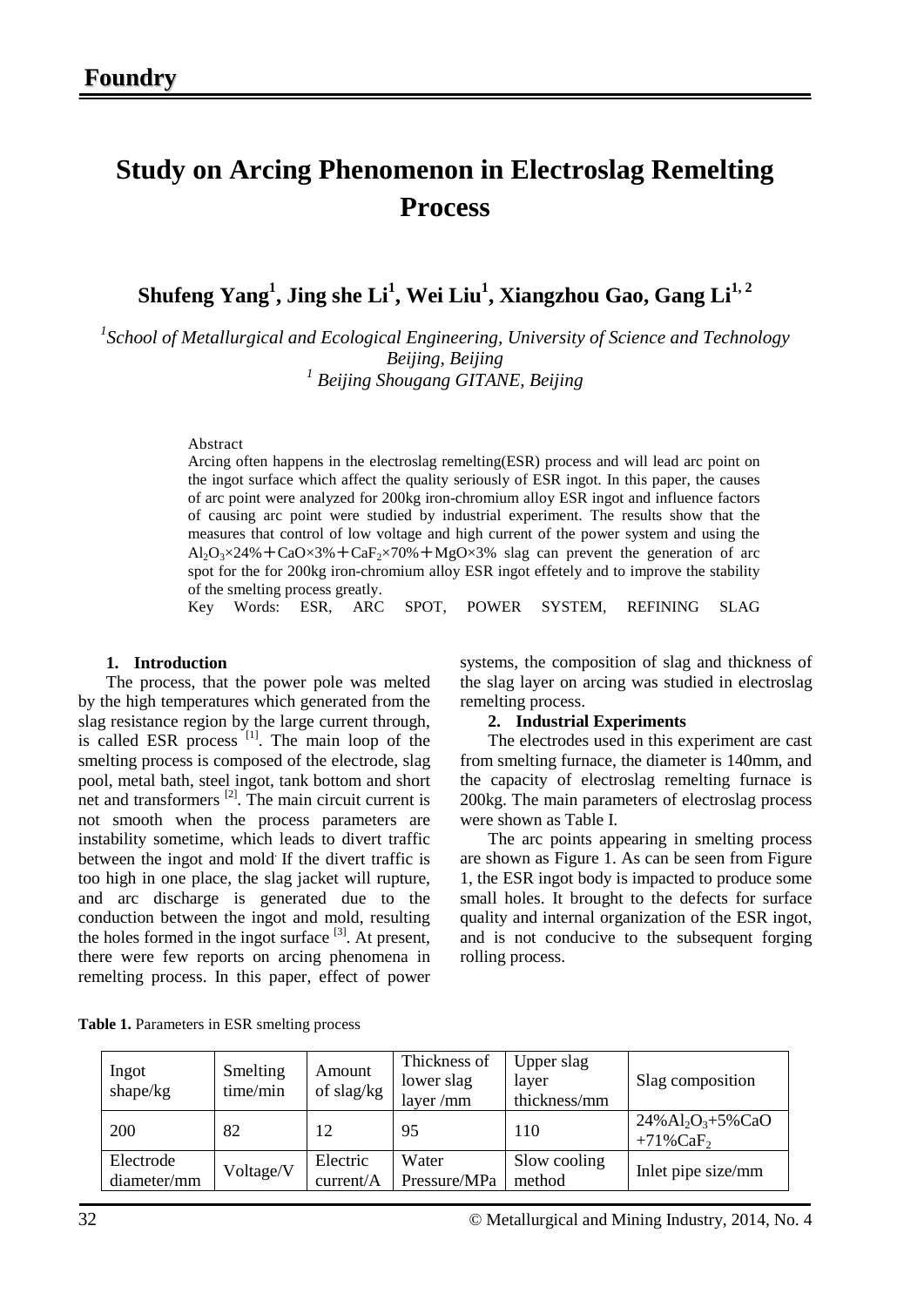**Foundry**

# Study on Arcing Phenomenon in Electroslag Remelting Process

## Shufeng Yang[1], Jing she Li[1], Wei Liu[1], Xiangzhou Gao, Gang Li[1, 2]

*[1]School of Metallurgical and Ecological Engineering, University of Science and Technology Beijing, Beijing*
*[1] Beijing Shougang GITANE, Beijing*

Abstract

Arcing often happens in the electroslag remelting(ESR) process and will lead arc point on the ingot surface which affect the quality seriously of ESR ingot. In this paper, the causes of arc point were analyzed for 200kg iron-chromium alloy ESR ingot and influence factors of causing arc point were studied by industrial experiment. The results show that the measures that control of low voltage and high current of the power system and using the $Al_2O_3$×24%＋CaO×3%＋$CaF_2$×70%＋MgO×3% slag can prevent the generation of arc spot for the for 200kg iron-chromium alloy ESR ingot effetely and to improve the stability of the smelting process greatly.

Key Words: ESR, ARC SPOT, POWER SYSTEM, REFINING SLAG

### 1. Introduction

The process, that the power pole was melted by the high temperatures which generated from the slag resistance region by the large current through, is called ESR process [1]. The main loop of the smelting process is composed of the electrode, slag pool, metal bath, steel ingot, tank bottom and short net and transformers [2]. The main circuit current is not smooth when the process parameters are instability sometime, which leads to divert traffic between the ingot and mold. If the divert traffic is too high in one place, the slag jacket will rupture, and arc discharge is generated due to the conduction between the ingot and mold, resulting the holes formed in the ingot surface [3]. At present, there were few reports on arcing phenomena in remelting process. In this paper, effect of power systems, the composition of slag and thickness of the slag layer on arcing was studied in electroslag remelting process.

### 2. Industrial Experiments

The electrodes used in this experiment are cast from smelting furnace, the diameter is 140mm, and the capacity of electroslag remelting furnace is 200kg. The main parameters of electroslag process were shown as Table I.

The arc points appearing in smelting process are shown as Figure 1. As can be seen from Figure 1, the ESR ingot body is impacted to produce some small holes. It brought to the defects for surface quality and internal organization of the ESR ingot, and is not conducive to the subsequent forging rolling process.

**Table 1.** Parameters in ESR smelting process

| Ingot shape/kg | Smelting time/min | Amount of slag/kg | Thickness of lower slag layer /mm | Upper slag layer thickness/mm | Slag composition |
|---|---|---|---|---|---|
| 200 | 82 | 12 | 95 | 110 | 24%$Al_2O_3$+5%CaO +71%$CaF_2$ |
| Electrode diameter/mm | Voltage/V | Electric current/A | Water Pressure/MPa | Slow cooling method | Inlet pipe size/mm |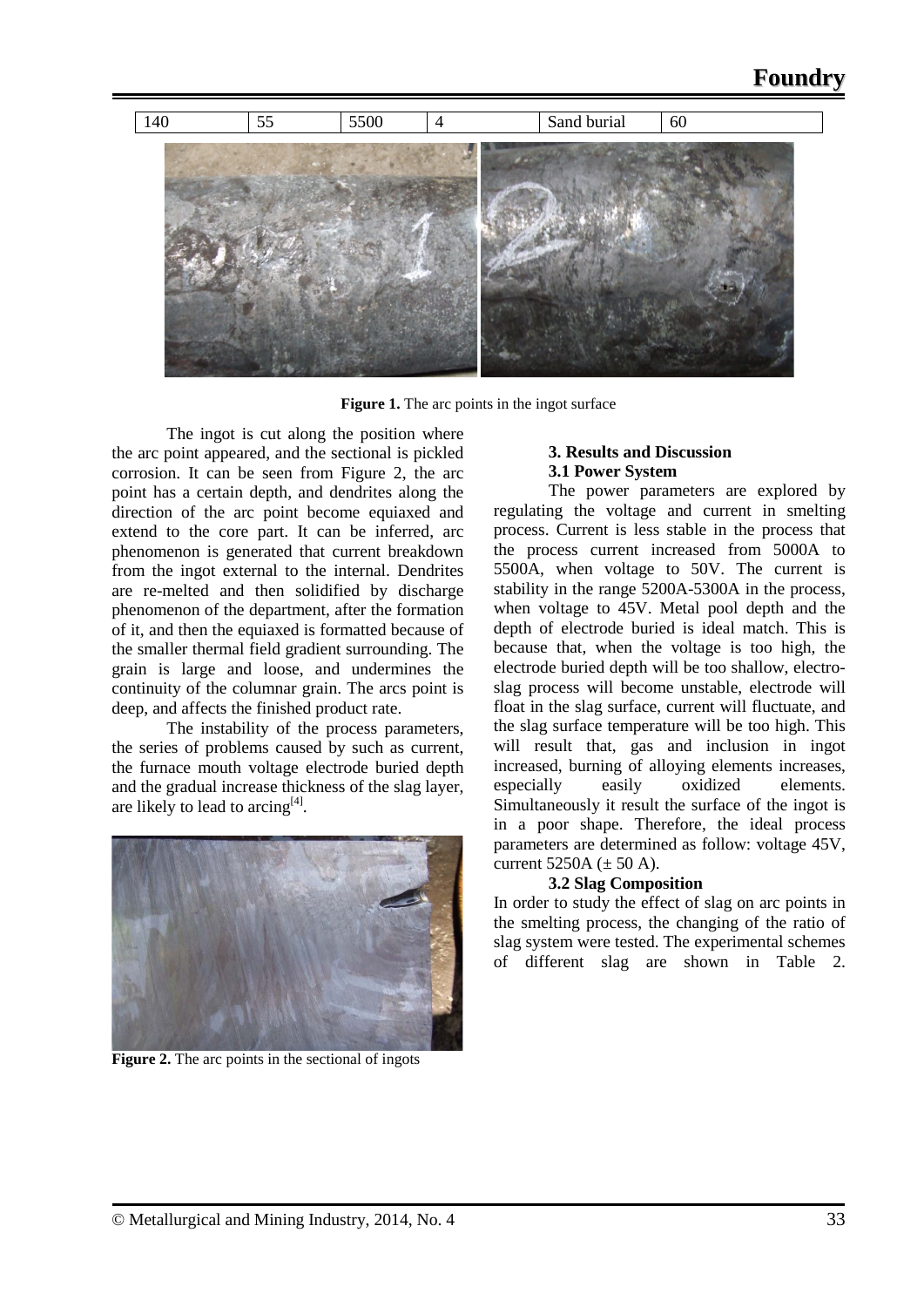| 140 | 55 | 5500 | 4 | Sand burial | 60 |
|---|---|---|---|---|---|

**Figure 1.** The arc points in the ingot surface

The ingot is cut along the position where the arc point appeared, and the sectional is pickled corrosion. It can be seen from Figure 2, the arc point has a certain depth, and dendrites along the direction of the arc point become equiaxed and extend to the core part. It can be inferred, arc phenomenon is generated that current breakdown from the ingot external to the internal. Dendrites are re-melted and then solidified by discharge phenomenon of the department, after the formation of it, and then the equiaxed is formatted because of the smaller thermal field gradient surrounding. The grain is large and loose, and undermines the continuity of the columnar grain. The arcs point is deep, and affects the finished product rate.

The instability of the process parameters, the series of problems caused by such as current, the furnace mouth voltage electrode buried depth and the gradual increase thickness of the slag layer, are likely to lead to arcing[4].

**Figure 2.** The arc points in the sectional of ingots

### 3. Results and Discussion

#### 3.1 Power System

The power parameters are explored by regulating the voltage and current in smelting process. Current is less stable in the process that the process current increased from 5000A to 5500A, when voltage to 50V. The current is stability in the range 5200A-5300A in the process, when voltage to 45V. Metal pool depth and the depth of electrode buried is ideal match. This is because that, when the voltage is too high, the electrode buried depth will be too shallow, electro-slag process will become unstable, electrode will float in the slag surface, current will fluctuate, and the slag surface temperature will be too high. This will result that, gas and inclusion in ingot increased, burning of alloying elements increases, especially easily oxidized elements. Simultaneously it result the surface of the ingot is in a poor shape. Therefore, the ideal process parameters are determined as follow: voltage 45V, current 5250A (± 50 A).

#### 3.2 Slag Composition

In order to study the effect of slag on arc points in the smelting process, the changing of the ratio of slag system were tested. The experimental schemes of different slag are shown in Table 2.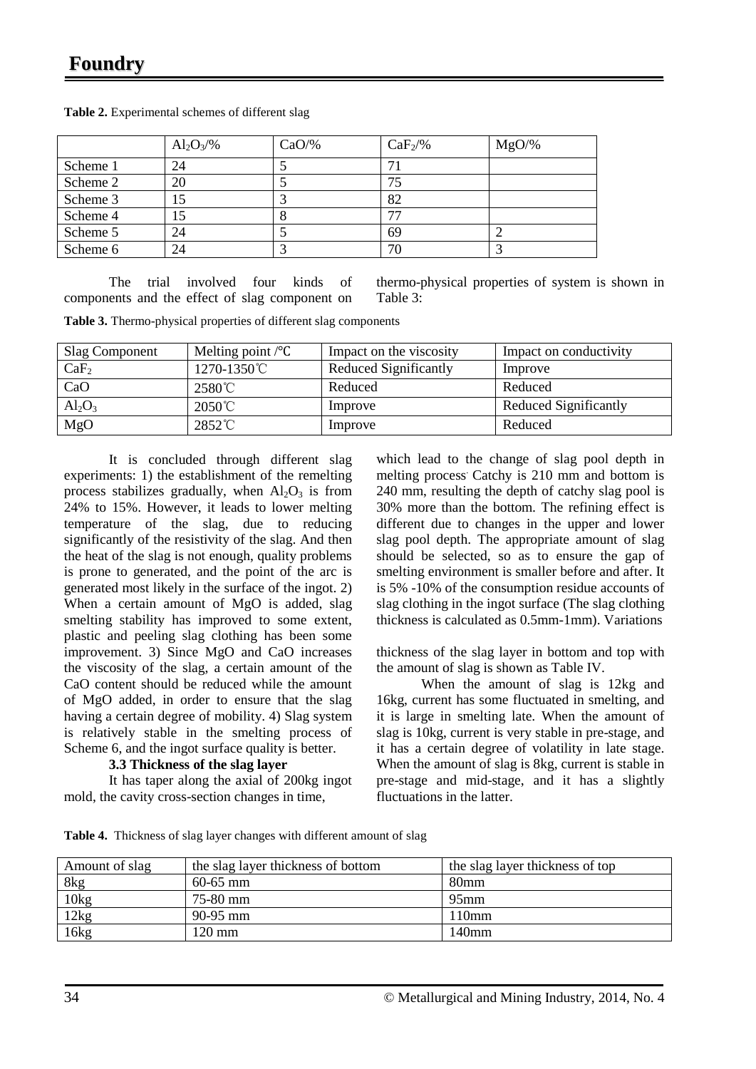**Table 2.** Experimental schemes of different slag

| | $Al_2O_3$/% | CaO/% | $CaF_2$/% | MgO/% |
|---|---|---|---|---|
| Scheme 1 | 24 | 5 | 71 | |
| Scheme 2 | 20 | 5 | 75 | |
| Scheme 3 | 15 | 3 | 82 | |
| Scheme 4 | 15 | 8 | 77 | |
| Scheme 5 | 24 | 5 | 69 | 2 |
| Scheme 6 | 24 | 3 | 70 | 3 |

The trial involved four kinds of components and the effect of slag component on thermo-physical properties of system is shown in Table 3:

**Table 3.** Thermo-physical properties of different slag components

| Slag Component | Melting point /℃ | Impact on the viscosity | Impact on conductivity |
|---|---|---|---|
| $CaF_2$ | 1270-1350℃ | Reduced Significantly | Improve |
| CaO | 2580℃ | Reduced | Reduced |
| $Al_2O_3$ | 2050℃ | Improve | Reduced Significantly |
| MgO | 2852℃ | Improve | Reduced |

It is concluded through different slag experiments: 1) the establishment of the remelting process stabilizes gradually, when $Al_2O_3$ is from 24% to 15%. However, it leads to lower melting temperature of the slag, due to reducing significantly of the resistivity of the slag. And then the heat of the slag is not enough, quality problems is prone to generated, and the point of the arc is generated most likely in the surface of the ingot. 2) When a certain amount of MgO is added, slag smelting stability has improved to some extent, plastic and peeling slag clothing has been some improvement. 3) Since MgO and CaO increases the viscosity of the slag, a certain amount of the CaO content should be reduced while the amount of MgO added, in order to ensure that the slag having a certain degree of mobility. 4) Slag system is relatively stable in the smelting process of Scheme 6, and the ingot surface quality is better.

### 3.3 Thickness of the slag layer

It has taper along the axial of 200kg ingot mold, the cavity cross-section changes in time, which lead to the change of slag pool depth in melting process. Catchy is 210 mm and bottom is 240 mm, resulting the depth of catchy slag pool is 30% more than the bottom. The refining effect is different due to changes in the upper and lower slag pool depth. The appropriate amount of slag should be selected, so as to ensure the gap of smelting environment is smaller before and after. It is 5% -10% of the consumption residue accounts of slag clothing in the ingot surface (The slag clothing thickness is calculated as 0.5mm-1mm). Variations thickness of the slag layer in bottom and top with the amount of slag is shown as Table IV.

When the amount of slag is 12kg and 16kg, current has some fluctuated in smelting, and it is large in smelting late. When the amount of slag is 10kg, current is very stable in pre-stage, and it has a certain degree of volatility in late stage. When the amount of slag is 8kg, current is stable in pre-stage and mid-stage, and it has a slightly fluctuations in the latter.

**Table 4.** Thickness of slag layer changes with different amount of slag

| Amount of slag | the slag layer thickness of bottom | the slag layer thickness of top |
|---|---|---|
| 8kg | 60-65 mm | 80mm |
| 10kg | 75-80 mm | 95mm |
| 12kg | 90-95 mm | 110mm |
| 16kg | 120 mm | 140mm |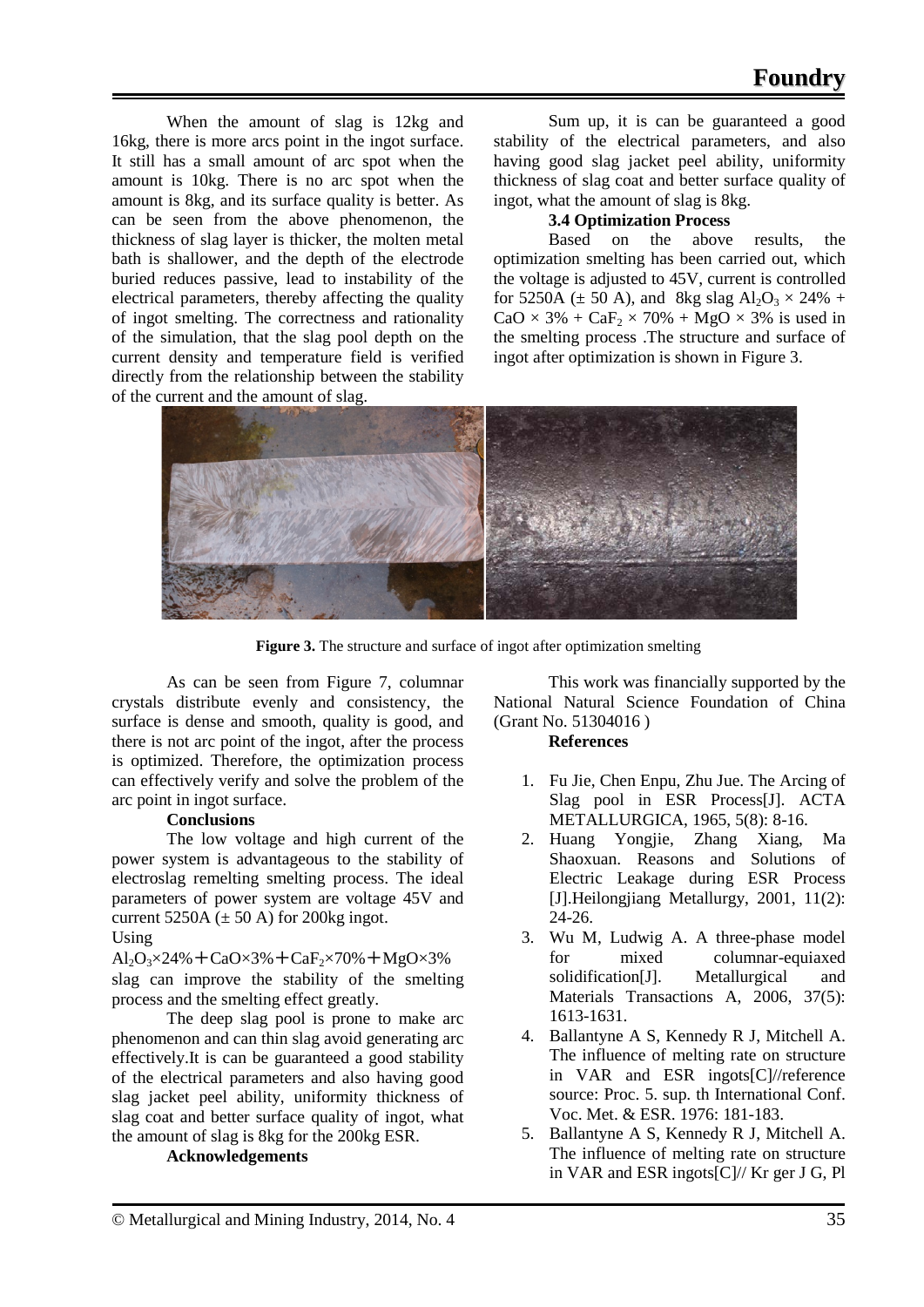When the amount of slag is 12kg and 16kg, there is more arcs point in the ingot surface. It still has a small amount of arc spot when the amount is 10kg. There is no arc spot when the amount is 8kg, and its surface quality is better. As can be seen from the above phenomenon, the thickness of slag layer is thicker, the molten metal bath is shallower, and the depth of the electrode buried reduces passive, lead to instability of the electrical parameters, thereby affecting the quality of ingot smelting. The correctness and rationality of the simulation, that the slag pool depth on the current density and temperature field is verified directly from the relationship between the stability of the current and the amount of slag.

Sum up, it is can be guaranteed a good stability of the electrical parameters, and also having good slag jacket peel ability, uniformity thickness of slag coat and better surface quality of ingot, what the amount of slag is 8kg.

### 3.4 Optimization Process

Based on the above results, the optimization smelting has been carried out, which the voltage is adjusted to 45V, current is controlled for 5250A (± 50 A), and 8kg slag $Al_2O_3 \times 24\%$ + $CaO \times 3\%$ + $CaF_2 \times 70\%$ + $MgO \times 3\%$ is used in the smelting process .The structure and surface of ingot after optimization is shown in Figure 3.

**Figure 3.** The structure and surface of ingot after optimization smelting

As can be seen from Figure 7, columnar crystals distribute evenly and consistency, the surface is dense and smooth, quality is good, and there is not arc point of the ingot, after the process is optimized. Therefore, the optimization process can effectively verify and solve the problem of the arc point in ingot surface.

### Conclusions

The low voltage and high current of the power system is advantageous to the stability of electroslag remelting smelting process. The ideal parameters of power system are voltage 45V and current 5250A (± 50 A) for 200kg ingot.

Using $Al_2O_3 \times 24\% + CaO \times 3\% + CaF_2 \times 70\% + MgO \times 3\%$ slag can improve the stability of the smelting process and the smelting effect greatly.

The deep slag pool is prone to make arc phenomenon and can thin slag avoid generating arc effectively.It is can be guaranteed a good stability of the electrical parameters and also having good slag jacket peel ability, uniformity thickness of slag coat and better surface quality of ingot, what the amount of slag is 8kg for the 200kg ESR.

### Acknowledgements

This work was financially supported by the National Natural Science Foundation of China (Grant No. 51304016 )

### References

1. Fu Jie, Chen Enpu, Zhu Jue. The Arcing of Slag pool in ESR Process[J]. ACTA METALLURGICA, 1965, 5(8): 8-16.
2. Huang Yongjie, Zhang Xiang, Ma Shaoxuan. Reasons and Solutions of Electric Leakage during ESR Process [J].Heilongjiang Metallurgy, 2001, 11(2): 24-26.
3. Wu M, Ludwig A. A three-phase model for mixed columnar-equiaxed solidification[J]. Metallurgical and Materials Transactions A, 2006, 37(5): 1613-1631.
4. Ballantyne A S, Kennedy R J, Mitchell A. The influence of melting rate on structure in VAR and ESR ingots[C]//reference source: Proc. 5. sup. th International Conf. Voc. Met. & ESR. 1976: 181-183.
5. Ballantyne A S, Kennedy R J, Mitchell A. The influence of melting rate on structure in VAR and ESR ingots[C]// Kr ger J G, Pl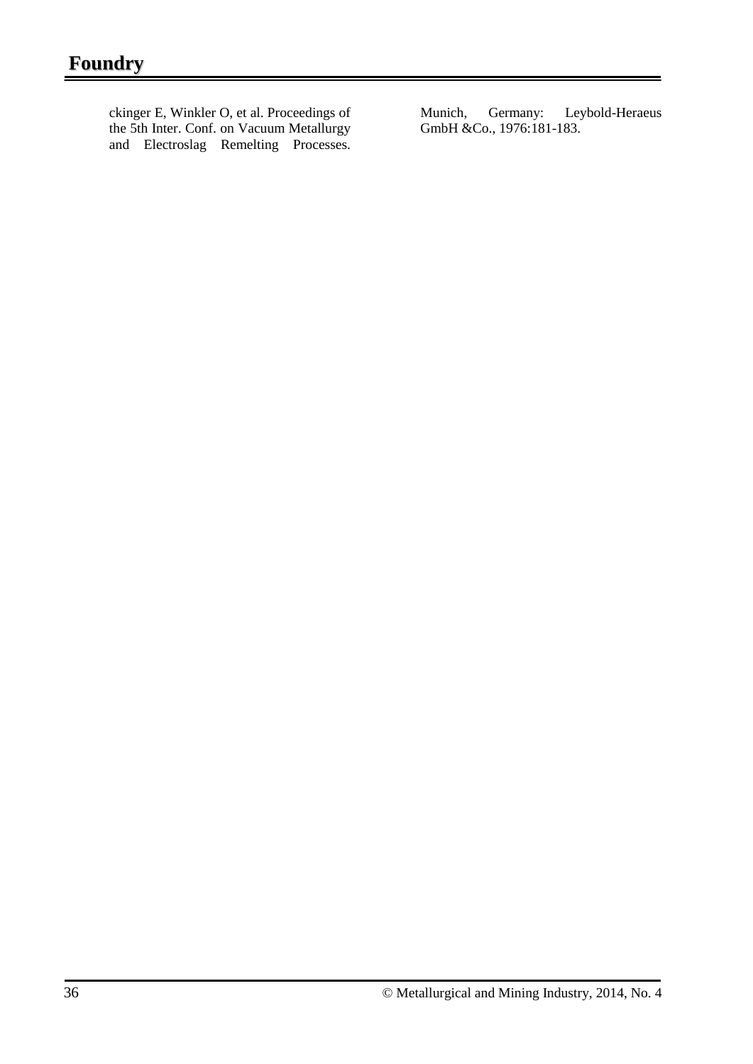ckinger E, Winkler O, et al. Proceedings of the 5th Inter. Conf. on Vacuum Metallurgy and Electroslag Remelting Processes. Munich, Germany: Leybold-Heraeus GmbH &Co., 1976:181-183.